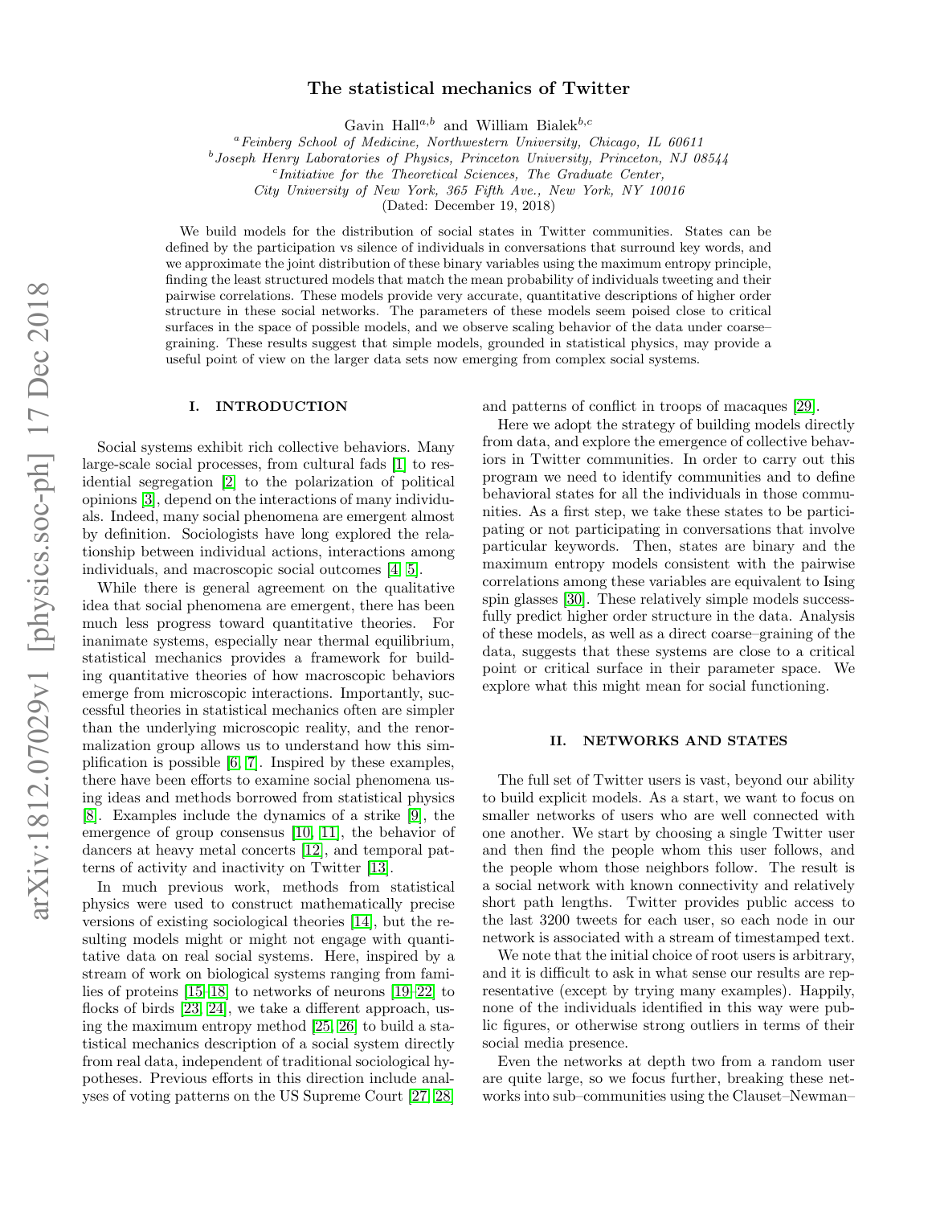# The statistical mechanics of Twitter

Gavin Hall[a,b] and William Bialek[b,c]

[a]*Feinberg School of Medicine, Northwestern University, Chicago, IL 60611*
[b]*Joseph Henry Laboratories of Physics, Princeton University, Princeton, NJ 08544*
[c]*Initiative for the Theoretical Sciences, The Graduate Center, City University of New York, 365 Fifth Ave., New York, NY 10016*

(Dated: December 19, 2018)

We build models for the distribution of social states in Twitter communities. States can be defined by the participation vs silence of individuals in conversations that surround key words, and we approximate the joint distribution of these binary variables using the maximum entropy principle, finding the least structured models that match the mean probability of individuals tweeting and their pairwise correlations. These models provide very accurate, quantitative descriptions of higher order structure in these social networks. The parameters of these models seem poised close to critical surfaces in the space of possible models, and we observe scaling behavior of the data under coarse–graining. These results suggest that simple models, grounded in statistical physics, may provide a useful point of view on the larger data sets now emerging from complex social systems.

## I. INTRODUCTION

Social systems exhibit rich collective behaviors. Many large-scale social processes, from cultural fads [1] to residential segregation [2] to the polarization of political opinions [3], depend on the interactions of many individuals. Indeed, many social phenomena are emergent almost by definition. Sociologists have long explored the relationship between individual actions, interactions among individuals, and macroscopic social outcomes [4, 5].

While there is general agreement on the qualitative idea that social phenomena are emergent, there has been much less progress toward quantitative theories. For inanimate systems, especially near thermal equilibrium, statistical mechanics provides a framework for building quantitative theories of how macroscopic behaviors emerge from microscopic interactions. Importantly, successful theories in statistical mechanics often are simpler than the underlying microscopic reality, and the renormalization group allows us to understand how this simplification is possible [6, 7]. Inspired by these examples, there have been efforts to examine social phenomena using ideas and methods borrowed from statistical physics [8]. Examples include the dynamics of a strike [9], the emergence of group consensus [10, 11], the behavior of dancers at heavy metal concerts [12], and temporal patterns of activity and inactivity on Twitter [13].

In much previous work, methods from statistical physics were used to construct mathematically precise versions of existing sociological theories [14], but the resulting models might or might not engage with quantitative data on real social systems. Here, inspired by a stream of work on biological systems ranging from families of proteins [15–18] to networks of neurons [19–22] to flocks of birds [23, 24], we take a different approach, using the maximum entropy method [25, 26] to build a statistical mechanics description of a social system directly from real data, independent of traditional sociological hypotheses. Previous efforts in this direction include analyses of voting patterns on the US Supreme Court [27, 28] and patterns of conflict in troops of macaques [29].

Here we adopt the strategy of building models directly from data, and explore the emergence of collective behaviors in Twitter communities. In order to carry out this program we need to identify communities and to define behavioral states for all the individuals in those communities. As a first step, we take these states to be participating or not participating in conversations that involve particular keywords. Then, states are binary and the maximum entropy models consistent with the pairwise correlations among these variables are equivalent to Ising spin glasses [30]. These relatively simple models successfully predict higher order structure in the data. Analysis of these models, as well as a direct coarse–graining of the data, suggests that these systems are close to a critical point or critical surface in their parameter space. We explore what this might mean for social functioning.

## II. NETWORKS AND STATES

The full set of Twitter users is vast, beyond our ability to build explicit models. As a start, we want to focus on smaller networks of users who are well connected with one another. We start by choosing a single Twitter user and then find the people whom this user follows, and the people whom those neighbors follow. The result is a social network with known connectivity and relatively short path lengths. Twitter provides public access to the last 3200 tweets for each user, so each node in our network is associated with a stream of timestamped text.

We note that the initial choice of root users is arbitrary, and it is difficult to ask in what sense our results are representative (except by trying many examples). Happily, none of the individuals identified in this way were public figures, or otherwise strong outliers in terms of their social media presence.

Even the networks at depth two from a random user are quite large, so we focus further, breaking these networks into sub–communities using the Clauset–Newman–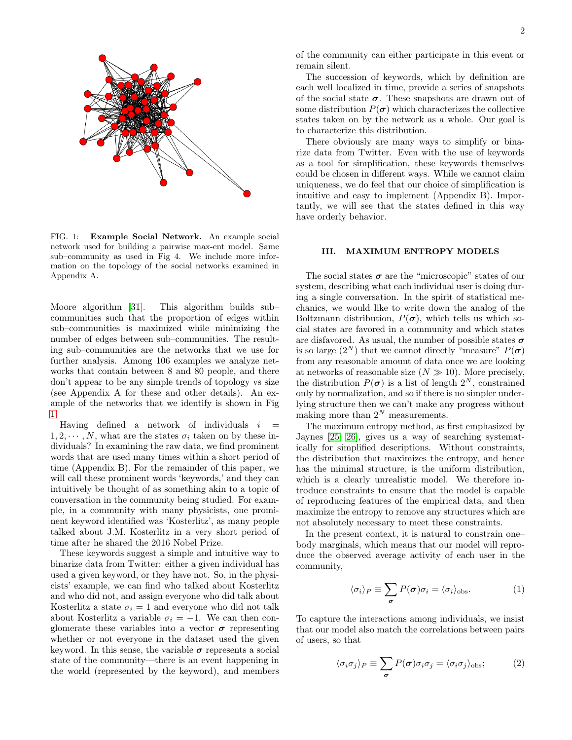FIG. 1: **Example Social Network.** An example social network used for building a pairwise max-ent model. Same sub–community as used in Fig 4. We include more information on the topology of the social networks examined in Appendix A.

Moore algorithm [31]. This algorithm builds sub–communities such that the proportion of edges within sub–communities is maximized while minimizing the number of edges between sub–communities. The resulting sub–communities are the networks that we use for further analysis. Among 106 examples we analyze networks that contain between 8 and 80 people, and there don't appear to be any simple trends of topology vs size (see Appendix A for these and other details). An example of the networks that we identify is shown in Fig 1.

Having defined a network of individuals $i = 1, 2, \cdots, N$, what are the states $\sigma_i$ taken on by these individuals? In examining the raw data, we find prominent words that are used many times within a short period of time (Appendix B). For the remainder of this paper, we will call these prominent words 'keywords,' and they can intuitively be thought of as something akin to a topic of conversation in the community being studied. For example, in a community with many physicists, one prominent keyword identified was 'Kosterlitz', as many people talked about J.M. Kosterlitz in a very short period of time after he shared the 2016 Nobel Prize.

These keywords suggest a simple and intuitive way to binarize data from Twitter: either a given individual has used a given keyword, or they have not. So, in the physicists' example, we can find who talked about Kosterlitz and who did not, and assign everyone who did talk about Kosterlitz a state $\sigma_i = 1$ and everyone who did not talk about Kosterlitz a variable $\sigma_i = -1$. We can then conglomerate these variables into a vector $\boldsymbol{\sigma}$ representing whether or not everyone in the dataset used the given keyword. In this sense, the variable $\boldsymbol{\sigma}$ represents a social state of the community—there is an event happening in the world (represented by the keyword), and members of the community can either participate in this event or remain silent.

The succession of keywords, which by definition are each well localized in time, provide a series of snapshots of the social state $\boldsymbol{\sigma}$. These snapshots are drawn out of some distribution $P(\boldsymbol{\sigma})$ which characterizes the collective states taken on by the network as a whole. Our goal is to characterize this distribution.

There obviously are many ways to simplify or binarize data from Twitter. Even with the use of keywords as a tool for simplification, these keywords themselves could be chosen in different ways. While we cannot claim uniqueness, we do feel that our choice of simplification is intuitive and easy to implement (Appendix B). Importantly, we will see that the states defined in this way have orderly behavior.

## III. MAXIMUM ENTROPY MODELS

The social states $\boldsymbol{\sigma}$ are the "microscopic" states of our system, describing what each individual user is doing during a single conversation. In the spirit of statistical mechanics, we would like to write down the analog of the Boltzmann distribution, $P(\boldsymbol{\sigma})$, which tells us which social states are favored in a community and which states are disfavored. As usual, the number of possible states $\boldsymbol{\sigma}$ is so large ($2^N$) that we cannot directly "measure" $P(\boldsymbol{\sigma})$ from any reasonable amount of data once we are looking at networks of reasonable size ($N \gg 10$). More precisely, the distribution $P(\boldsymbol{\sigma})$ is a list of length $2^N$, constrained only by normalization, and so if there is no simpler underlying structure then we can't make any progress without making more than $2^N$ measurements.

The maximum entropy method, as first emphasized by Jaynes [25, 26], gives us a way of searching systematically for simplified descriptions. Without constraints, the distribution that maximizes the entropy, and hence has the minimal structure, is the uniform distribution, which is a clearly unrealistic model. We therefore introduce constraints to ensure that the model is capable of reproducing features of the empirical data, and then maximize the entropy to remove any structures which are not absolutely necessary to meet these constraints.

In the present context, it is natural to constrain one–body marginals, which means that our model will reproduce the observed average activity of each user in the community,

$$\langle \sigma_i \rangle_P \equiv \sum_{\boldsymbol{\sigma}} P(\boldsymbol{\sigma}) \sigma_i = \langle \sigma_i \rangle_{\text{obs}}. \tag{1}$$

To capture the interactions among individuals, we insist that our model also match the correlations between pairs of users, so that

$$\langle \sigma_i \sigma_j \rangle_P \equiv \sum_{\boldsymbol{\sigma}} P(\boldsymbol{\sigma}) \sigma_i \sigma_j = \langle \sigma_i \sigma_j \rangle_{\text{obs}}; \tag{2}$$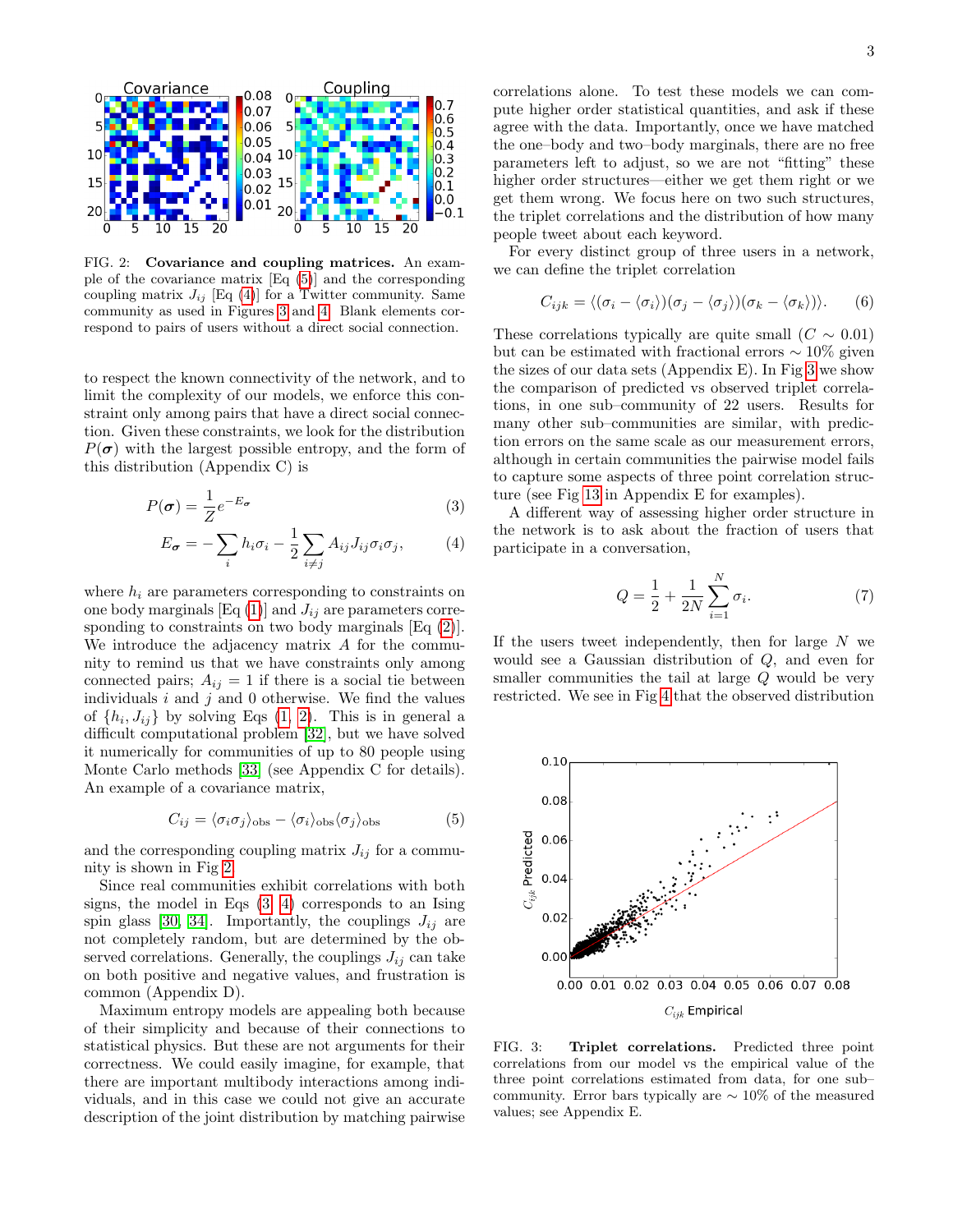FIG. 2: **Covariance and coupling matrices.** An example of the covariance matrix [Eq (5)] and the corresponding coupling matrix $J_{ij}$ [Eq (4)] for a Twitter community. Same community as used in Figures 3 and 4. Blank elements correspond to pairs of users without a direct social connection.

to respect the known connectivity of the network, and to limit the complexity of our models, we enforce this constraint only among pairs that have a direct social connection. Given these constraints, we look for the distribution $P(\boldsymbol{\sigma})$ with the largest possible entropy, and the form of this distribution (Appendix C) is

$$P(\boldsymbol{\sigma}) = \frac{1}{Z} e^{-E_{\boldsymbol{\sigma}}} \tag{3}$$

$$E_{\boldsymbol{\sigma}} = -\sum_i h_i \sigma_i - \frac{1}{2}\sum_{i \neq j} A_{ij} J_{ij} \sigma_i \sigma_j, \tag{4}$$

where $h_i$ are parameters corresponding to constraints on one body marginals [Eq (1)] and $J_{ij}$ are parameters corresponding to constraints on two body marginals [Eq (2)]. We introduce the adjacency matrix $A$ for the community to remind us that we have constraints only among connected pairs; $A_{ij} = 1$ if there is a social tie between individuals $i$ and $j$ and 0 otherwise. We find the values of $\{h_i, J_{ij}\}$ by solving Eqs (1, 2). This is in general a difficult computational problem [32], but we have solved it numerically for communities of up to 80 people using Monte Carlo methods [33] (see Appendix C for details). An example of a covariance matrix,

$$C_{ij} = \langle \sigma_i \sigma_j \rangle_{\text{obs}} - \langle \sigma_i \rangle_{\text{obs}} \langle \sigma_j \rangle_{\text{obs}} \tag{5}$$

and the corresponding coupling matrix $J_{ij}$ for a community is shown in Fig 2.

Since real communities exhibit correlations with both signs, the model in Eqs (3, 4) corresponds to an Ising spin glass [30, 34]. Importantly, the couplings $J_{ij}$ are not completely random, but are determined by the observed correlations. Generally, the couplings $J_{ij}$ can take on both positive and negative values, and frustration is common (Appendix D).

Maximum entropy models are appealing both because of their simplicity and because of their connections to statistical physics. But these are not arguments for their correctness. We could easily imagine, for example, that there are important multibody interactions among individuals, and in this case we could not give an accurate description of the joint distribution by matching pairwise correlations alone. To test these models we can compute higher order statistical quantities, and ask if these agree with the data. Importantly, once we have matched the one–body and two–body marginals, there are no free parameters left to adjust, so we are not "fitting" these higher order structures—either we get them right or we get them wrong. We focus here on two such structures, the triplet correlations and the distribution of how many people tweet about each keyword.

For every distinct group of three users in a network, we can define the triplet correlation

$$C_{ijk} = \langle (\sigma_i - \langle \sigma_i \rangle)(\sigma_j - \langle \sigma_j \rangle)(\sigma_k - \langle \sigma_k \rangle) \rangle. \tag{6}$$

These correlations typically are quite small ($C \sim 0.01$) but can be estimated with fractional errors $\sim 10\%$ given the sizes of our data sets (Appendix E). In Fig 3 we show the comparison of predicted vs observed triplet correlations, in one sub–community of 22 users. Results for many other sub–communities are similar, with prediction errors on the same scale as our measurement errors, although in certain communities the pairwise model fails to capture some aspects of three point correlation structure (see Fig 13 in Appendix E for examples).

A different way of assessing higher order structure in the network is to ask about the fraction of users that participate in a conversation,

$$Q = \frac{1}{2} + \frac{1}{2N}\sum_{i=1}^{N} \sigma_i. \tag{7}$$

If the users tweet independently, then for large $N$ we would see a Gaussian distribution of $Q$, and even for smaller communities the tail at large $Q$ would be very restricted. We see in Fig 4 that the observed distribution

FIG. 3: **Triplet correlations.** Predicted three point correlations from our model vs the empirical value of the three point correlations estimated from data, for one sub–community. Error bars typically are $\sim 10\%$ of the measured values; see Appendix E.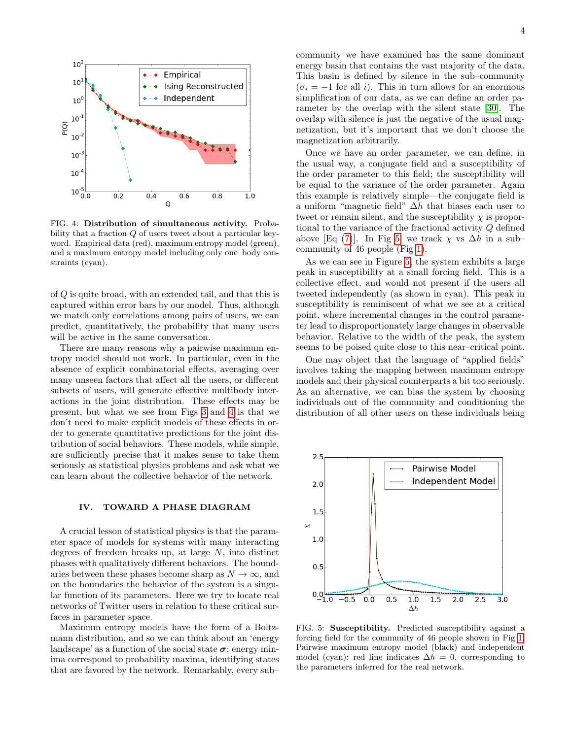FIG. 4: **Distribution of simultaneous activity.** Probability that a fraction $Q$ of users tweet about a particular keyword. Empirical data (red), maximum entropy model (green), and a maximum entropy model including only one–body constraints (cyan).

of $Q$ is quite broad, with an extended tail, and that this is captured within error bars by our model. Thus, although we match only correlations among pairs of users, we can predict, quantitatively, the probability that many users will be active in the same conversation.

There are many reasons why a pairwise maximum entropy model should not work. In particular, even in the absence of explicit combinatorial effects, averaging over many unseen factors that affect all the users, or different subsets of users, will generate effective multibody interactions in the joint distribution. These effects may be present, but what we see from Figs 3 and 4 is that we don't need to make explicit models of these effects in order to generate quantitative predictions for the joint distribution of social behaviors. These models, while simple, are sufficiently precise that it makes sense to take them seriously as statistical physics problems and ask what we can learn about the collective behavior of the network.

## IV. TOWARD A PHASE DIAGRAM

A crucial lesson of statistical physics is that the parameter space of models for systems with many interacting degrees of freedom breaks up, at large $N$, into distinct phases with qualitatively different behaviors. The boundaries between these phases become sharp as $N \to \infty$, and on the boundaries the behavior of the system is a singular function of its parameters. Here we try to locate real networks of Twitter users in relation to these critical surfaces in parameter space.

Maximum entropy models have the form of a Boltzmann distribution, and so we can think about an 'energy landscape' as a function of the social state $\boldsymbol{\sigma}$; energy minima correspond to probability maxima, identifying states that are favored by the network. Remarkably, every sub–community we have examined has the same dominant energy basin that contains the vast majority of the data. This basin is defined by silence in the sub–community ($\sigma_i = -1$ for all $i$). This in turn allows for an enormous simplification of our data, as we can define an order parameter by the overlap with the silent state [30]. The overlap with silence is just the negative of the usual magnetization, but it's important that we don't choose the magnetization arbitrarily.

Once we have an order parameter, we can define, in the usual way, a conjugate field and a susceptibility of the order parameter to this field; the susceptibility will be equal to the variance of the order parameter. Again this example is relatively simple—the conjugate field is a uniform "magnetic field" $\Delta h$ that biases each user to tweet or remain silent, and the susceptibility $\chi$ is proportional to the variance of the fractional activity $Q$ defined above [Eq (7)]. In Fig 5, we track $\chi$ vs $\Delta h$ in a sub–community of 46 people (Fig 1).

As we can see in Figure 5, the system exhibits a large peak in susceptibility at a small forcing field. This is a collective effect, and would not present if the users all tweeted independently (as shown in cyan). This peak in susceptibility is reminiscent of what we see at a critical point, where incremental changes in the control parameter lead to disproportionately large changes in observable behavior. Relative to the width of the peak, the system seems to be poised quite close to this near–critical point.

One may object that the language of "applied fields" involves taking the mapping between maximum entropy models and their physical counterparts a bit too seriously. As an alternative, we can bias the system by choosing individuals out of the community and conditioning the distribution of all other users on these individuals being

FIG. 5: **Susceptibility.** Predicted susceptibility against a forcing field for the community of 46 people shown in Fig 1. Pairwise maximum entropy model (black) and independent model (cyan); red line indicates $\Delta h = 0$, corresponding to the parameters inferred for the real network.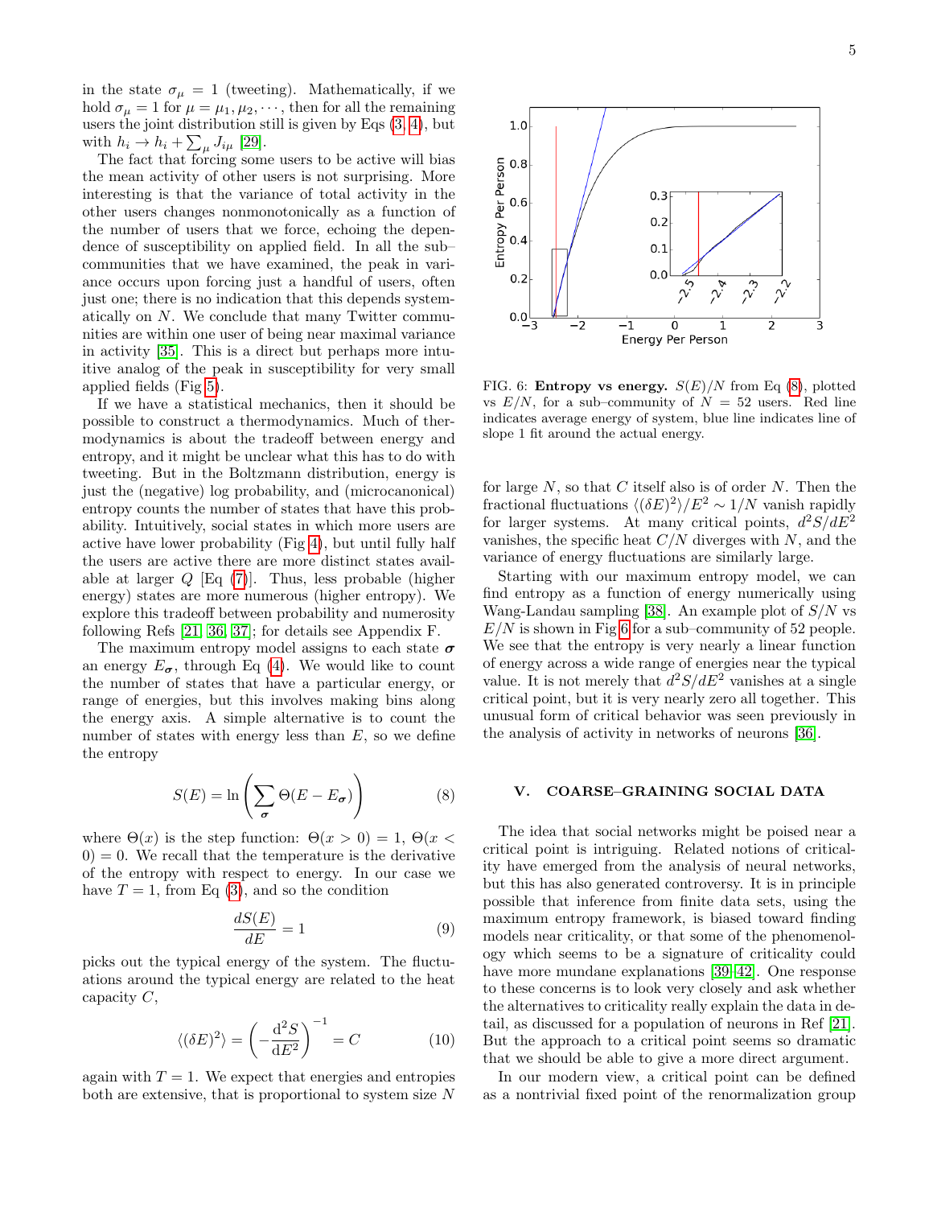in the state $\sigma_\mu = 1$ (tweeting). Mathematically, if we hold $\sigma_\mu = 1$ for $\mu = \mu_1, \mu_2, \cdots$, then for all the remaining users the joint distribution still is given by Eqs (3, 4), but with $h_i \rightarrow h_i + \sum_\mu J_{i\mu}$ [29].

The fact that forcing some users to be active will bias the mean activity of other users is not surprising. More interesting is that the variance of total activity in the other users changes nonmonotonically as a function of the number of users that we force, echoing the dependence of susceptibility on applied field. In all the sub–communities that we have examined, the peak in variance occurs upon forcing just a handful of users, often just one; there is no indication that this depends systematically on $N$. We conclude that many Twitter communities are within one user of being near maximal variance in activity [35]. This is a direct but perhaps more intuitive analog of the peak in susceptibility for very small applied fields (Fig 5).

If we have a statistical mechanics, then it should be possible to construct a thermodynamics. Much of thermodynamics is about the tradeoff between energy and entropy, and it might be unclear what this has to do with tweeting. But in the Boltzmann distribution, energy is just the (negative) log probability, and (microcanonical) entropy counts the number of states that have this probability. Intuitively, social states in which more users are active have lower probability (Fig 4), but until fully half the users are active there are more distinct states available at larger $Q$ [Eq (7)]. Thus, less probable (higher energy) states are more numerous (higher entropy). We explore this tradeoff between probability and numerosity following Refs [21, 36, 37]; for details see Appendix F.

The maximum entropy model assigns to each state $\boldsymbol{\sigma}$ an energy $E_{\boldsymbol{\sigma}}$, through Eq (4). We would like to count the number of states that have a particular energy, or range of energies, but this involves making bins along the energy axis. A simple alternative is to count the number of states with energy less than $E$, so we define the entropy

$$S(E) = \ln\left(\sum_{\boldsymbol{\sigma}} \Theta(E - E_{\boldsymbol{\sigma}})\right) \tag{8}$$

where $\Theta(x)$ is the step function: $\Theta(x > 0) = 1$, $\Theta(x < 0) = 0$. We recall that the temperature is the derivative of the entropy with respect to energy. In our case we have $T = 1$, from Eq (3), and so the condition

$$\frac{dS(E)}{dE} = 1 \tag{9}$$

picks out the typical energy of the system. The fluctuations around the typical energy are related to the heat capacity $C$,

$$\langle(\delta E)^2\rangle = \left(-\frac{\mathrm{d}^2 S}{\mathrm{d}E^2}\right)^{-1} = C \tag{10}$$

again with $T = 1$. We expect that energies and entropies both are extensive, that is proportional to system size $N$ for large $N$, so that $C$ itself also is of order $N$. Then the fractional fluctuations $\langle(\delta E)^2\rangle/E^2 \sim 1/N$ vanish rapidly for larger systems. At many critical points, $d^2S/dE^2$ vanishes, the specific heat $C/N$ diverges with $N$, and the variance of energy fluctuations are similarly large.

FIG. 6: **Entropy vs energy.** $S(E)/N$ from Eq (8), plotted vs $E/N$, for a sub–community of $N = 52$ users. Red line indicates average energy of system, blue line indicates line of slope 1 fit around the actual energy.

Starting with our maximum entropy model, we can find entropy as a function of energy numerically using Wang-Landau sampling [38]. An example plot of $S/N$ vs $E/N$ is shown in Fig 6 for a sub–community of 52 people. We see that the entropy is very nearly a linear function of energy across a wide range of energies near the typical value. It is not merely that $d^2S/dE^2$ vanishes at a single critical point, but it is very nearly zero all together. This unusual form of critical behavior was seen previously in the analysis of activity in networks of neurons [36].

## V. COARSE–GRAINING SOCIAL DATA

The idea that social networks might be poised near a critical point is intriguing. Related notions of criticality have emerged from the analysis of neural networks, but this has also generated controversy. It is in principle possible that inference from finite data sets, using the maximum entropy framework, is biased toward finding models near criticality, or that some of the phenomenology which seems to be a signature of criticality could have more mundane explanations [39–42]. One response to these concerns is to look very closely and ask whether the alternatives to criticality really explain the data in detail, as discussed for a population of neurons in Ref [21]. But the approach to a critical point seems so dramatic that we should be able to give a more direct argument.

In our modern view, a critical point can be defined as a nontrivial fixed point of the renormalization group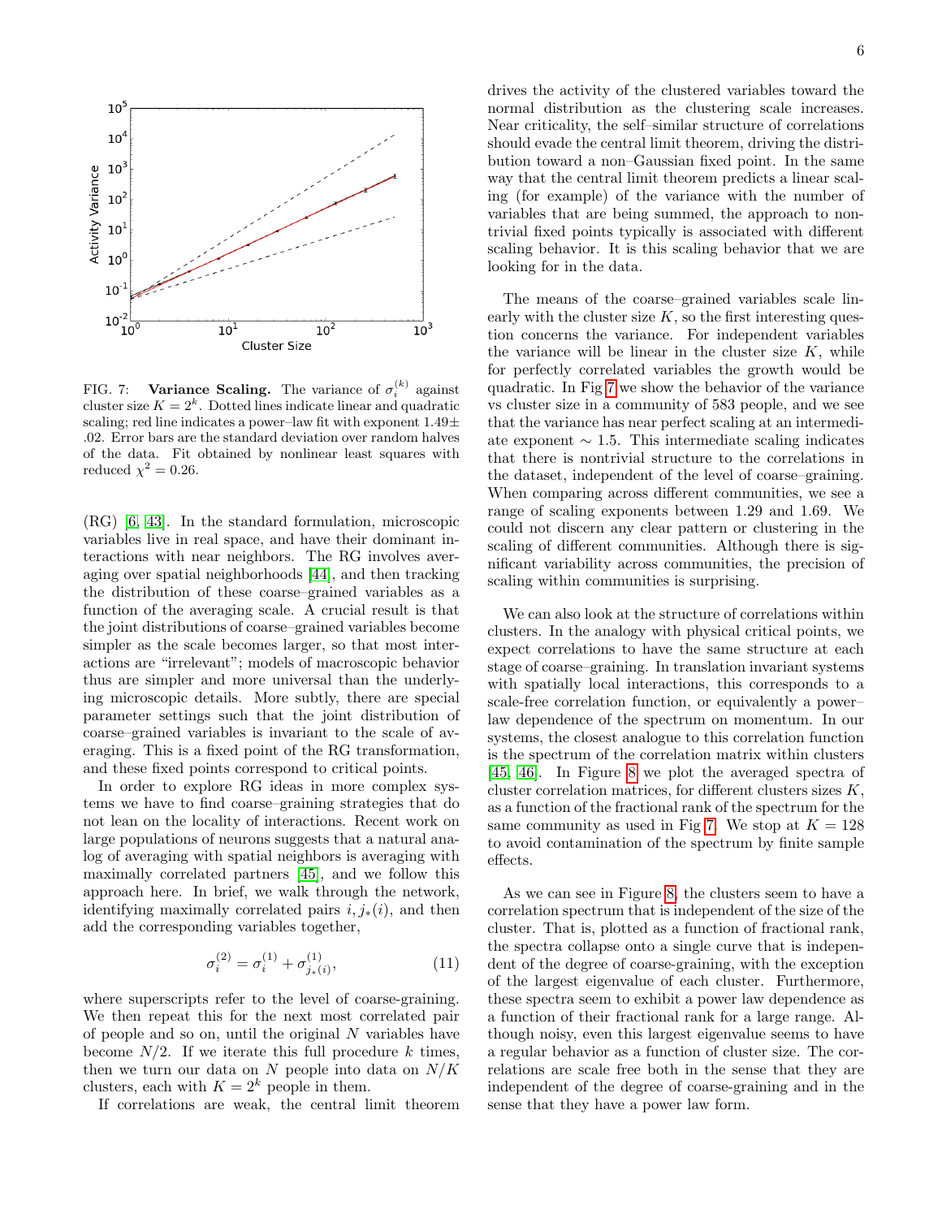FIG. 7: **Variance Scaling.** The variance of $\sigma_i^{(k)}$ against cluster size $K = 2^k$. Dotted lines indicate linear and quadratic scaling; red line indicates a power–law fit with exponent $1.49 \pm .02$. Error bars are the standard deviation over random halves of the data. Fit obtained by nonlinear least squares with reduced $\chi^2 = 0.26$.

(RG) [6, 43]. In the standard formulation, microscopic variables live in real space, and have their dominant interactions with near neighbors. The RG involves averaging over spatial neighborhoods [44], and then tracking the distribution of these coarse–grained variables as a function of the averaging scale. A crucial result is that the joint distributions of coarse–grained variables become simpler as the scale becomes larger, so that most interactions are "irrelevant"; models of macroscopic behavior thus are simpler and more universal than the underlying microscopic details. More subtly, there are special parameter settings such that the joint distribution of coarse–grained variables is invariant to the scale of averaging. This is a fixed point of the RG transformation, and these fixed points correspond to critical points.

In order to explore RG ideas in more complex systems we have to find coarse–graining strategies that do not lean on the locality of interactions. Recent work on large populations of neurons suggests that a natural analog of averaging with spatial neighbors is averaging with maximally correlated partners [45], and we follow this approach here. In brief, we walk through the network, identifying maximally correlated pairs $i, j_*(i)$, and then add the corresponding variables together,

$$\sigma_i^{(2)} = \sigma_i^{(1)} + \sigma_{j_*(i)}^{(1)}, \tag{11}$$

where superscripts refer to the level of coarse-graining. We then repeat this for the next most correlated pair of people and so on, until the original $N$ variables have become $N/2$. If we iterate this full procedure $k$ times, then we turn our data on $N$ people into data on $N/K$ clusters, each with $K = 2^k$ people in them.

If correlations are weak, the central limit theorem drives the activity of the clustered variables toward the normal distribution as the clustering scale increases. Near criticality, the self–similar structure of correlations should evade the central limit theorem, driving the distribution toward a non–Gaussian fixed point. In the same way that the central limit theorem predicts a linear scaling (for example) of the variance with the number of variables that are being summed, the approach to nontrivial fixed points typically is associated with different scaling behavior. It is this scaling behavior that we are looking for in the data.

The means of the coarse–grained variables scale linearly with the cluster size $K$, so the first interesting question concerns the variance. For independent variables the variance will be linear in the cluster size $K$, while for perfectly correlated variables the growth would be quadratic. In Fig 7 we show the behavior of the variance vs cluster size in a community of 583 people, and we see that the variance has near perfect scaling at an intermediate exponent $\sim 1.5$. This intermediate scaling indicates that there is nontrivial structure to the correlations in the dataset, independent of the level of coarse–graining. When comparing across different communities, we see a range of scaling exponents between 1.29 and 1.69. We could not discern any clear pattern or clustering in the scaling of different communities. Although there is significant variability across communities, the precision of scaling within communities is surprising.

We can also look at the structure of correlations within clusters. In the analogy with physical critical points, we expect correlations to have the same structure at each stage of coarse–graining. In translation invariant systems with spatially local interactions, this corresponds to a scale-free correlation function, or equivalently a power–law dependence of the spectrum on momentum. In our systems, the closest analogue to this correlation function is the spectrum of the correlation matrix within clusters [45, 46]. In Figure 8 we plot the averaged spectra of cluster correlation matrices, for different clusters sizes $K$, as a function of the fractional rank of the spectrum for the same community as used in Fig 7. We stop at $K = 128$ to avoid contamination of the spectrum by finite sample effects.

As we can see in Figure 8, the clusters seem to have a correlation spectrum that is independent of the size of the cluster. That is, plotted as a function of fractional rank, the spectra collapse onto a single curve that is independent of the degree of coarse-graining, with the exception of the largest eigenvalue of each cluster. Furthermore, these spectra seem to exhibit a power law dependence as a function of their fractional rank for a large range. Although noisy, even this largest eigenvalue seems to have a regular behavior as a function of cluster size. The correlations are scale free both in the sense that they are independent of the degree of coarse-graining and in the sense that they have a power law form.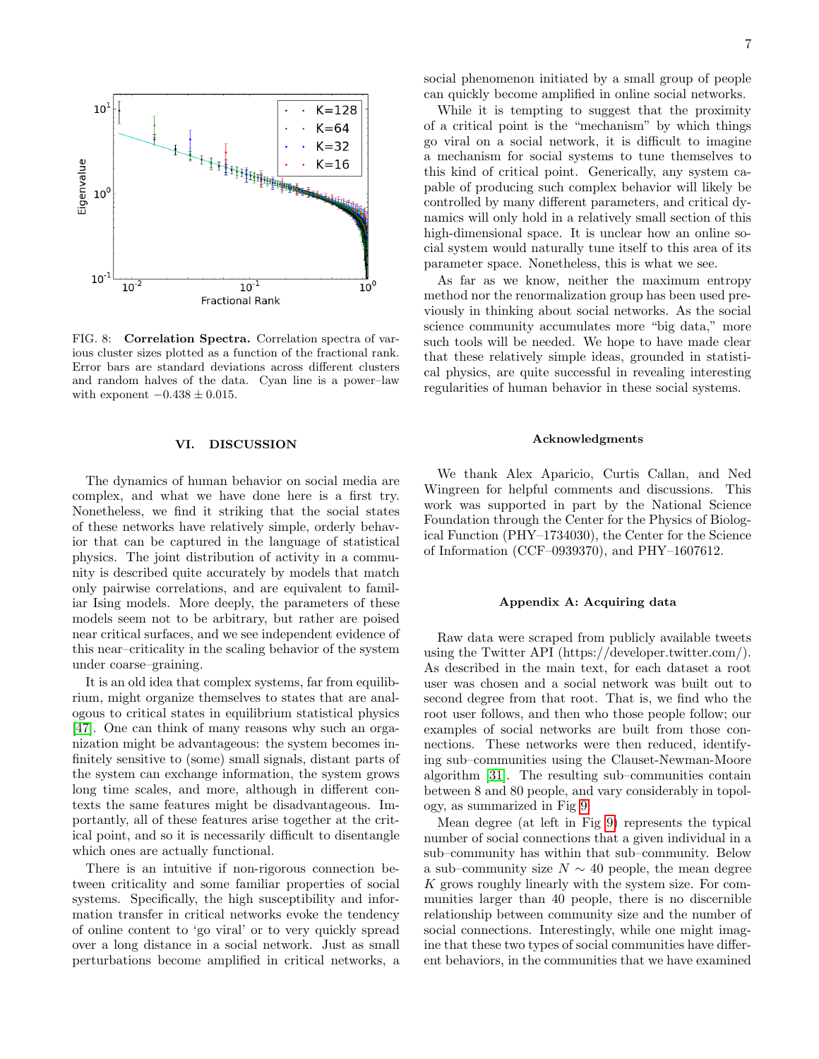FIG. 8: **Correlation Spectra.** Correlation spectra of various cluster sizes plotted as a function of the fractional rank. Error bars are standard deviations across different clusters and random halves of the data. Cyan line is a power–law with exponent $-0.438 \pm 0.015$.

## VI. DISCUSSION

The dynamics of human behavior on social media are complex, and what we have done here is a first try. Nonetheless, we find it striking that the social states of these networks have relatively simple, orderly behavior that can be captured in the language of statistical physics. The joint distribution of activity in a community is described quite accurately by models that match only pairwise correlations, and are equivalent to familiar Ising models. More deeply, the parameters of these models seem not to be arbitrary, but rather are poised near critical surfaces, and we see independent evidence of this near–criticality in the scaling behavior of the system under coarse–graining.

It is an old idea that complex systems, far from equilibrium, might organize themselves to states that are analogous to critical states in equilibrium statistical physics [47]. One can think of many reasons why such an organization might be advantageous: the system becomes infinitely sensitive to (some) small signals, distant parts of the system can exchange information, the system grows long time scales, and more, although in different contexts the same features might be disadvantageous. Importantly, all of these features arise together at the critical point, and so it is necessarily difficult to disentangle which ones are actually functional.

There is an intuitive if non-rigorous connection between criticality and some familiar properties of social systems. Specifically, the high susceptibility and information transfer in critical networks evoke the tendency of online content to 'go viral' or to very quickly spread over a long distance in a social network. Just as small perturbations become amplified in critical networks, a social phenomenon initiated by a small group of people can quickly become amplified in online social networks.

While it is tempting to suggest that the proximity of a critical point is the "mechanism" by which things go viral on a social network, it is difficult to imagine a mechanism for social systems to tune themselves to this kind of critical point. Generically, any system capable of producing such complex behavior will likely be controlled by many different parameters, and critical dynamics will only hold in a relatively small section of this high-dimensional space. It is unclear how an online social system would naturally tune itself to this area of its parameter space. Nonetheless, this is what we see.

As far as we know, neither the maximum entropy method nor the renormalization group has been used previously in thinking about social networks. As the social science community accumulates more "big data," more such tools will be needed. We hope to have made clear that these relatively simple ideas, grounded in statistical physics, are quite successful in revealing interesting regularities of human behavior in these social systems.

### Acknowledgments

We thank Alex Aparicio, Curtis Callan, and Ned Wingreen for helpful comments and discussions. This work was supported in part by the National Science Foundation through the Center for the Physics of Biological Function (PHY–1734030), the Center for the Science of Information (CCF–0939370), and PHY–1607612.

### Appendix A: Acquiring data

Raw data were scraped from publicly available tweets using the Twitter API (https://developer.twitter.com/). As described in the main text, for each dataset a root user was chosen and a social network was built out to second degree from that root. That is, we find who the root user follows, and then who those people follow; our examples of social networks are built from those connections. These networks were then reduced, identifying sub–communities using the Clauset-Newman-Moore algorithm [31]. The resulting sub–communities contain between 8 and 80 people, and vary considerably in topology, as summarized in Fig 9.

Mean degree (at left in Fig 9) represents the typical number of social connections that a given individual in a sub–community has within that sub–community. Below a sub–community size $N \sim 40$ people, the mean degree $K$ grows roughly linearly with the system size. For communities larger than 40 people, there is no discernible relationship between community size and the number of social connections. Interestingly, while one might imagine that these two types of social communities have different behaviors, in the communities that we have examined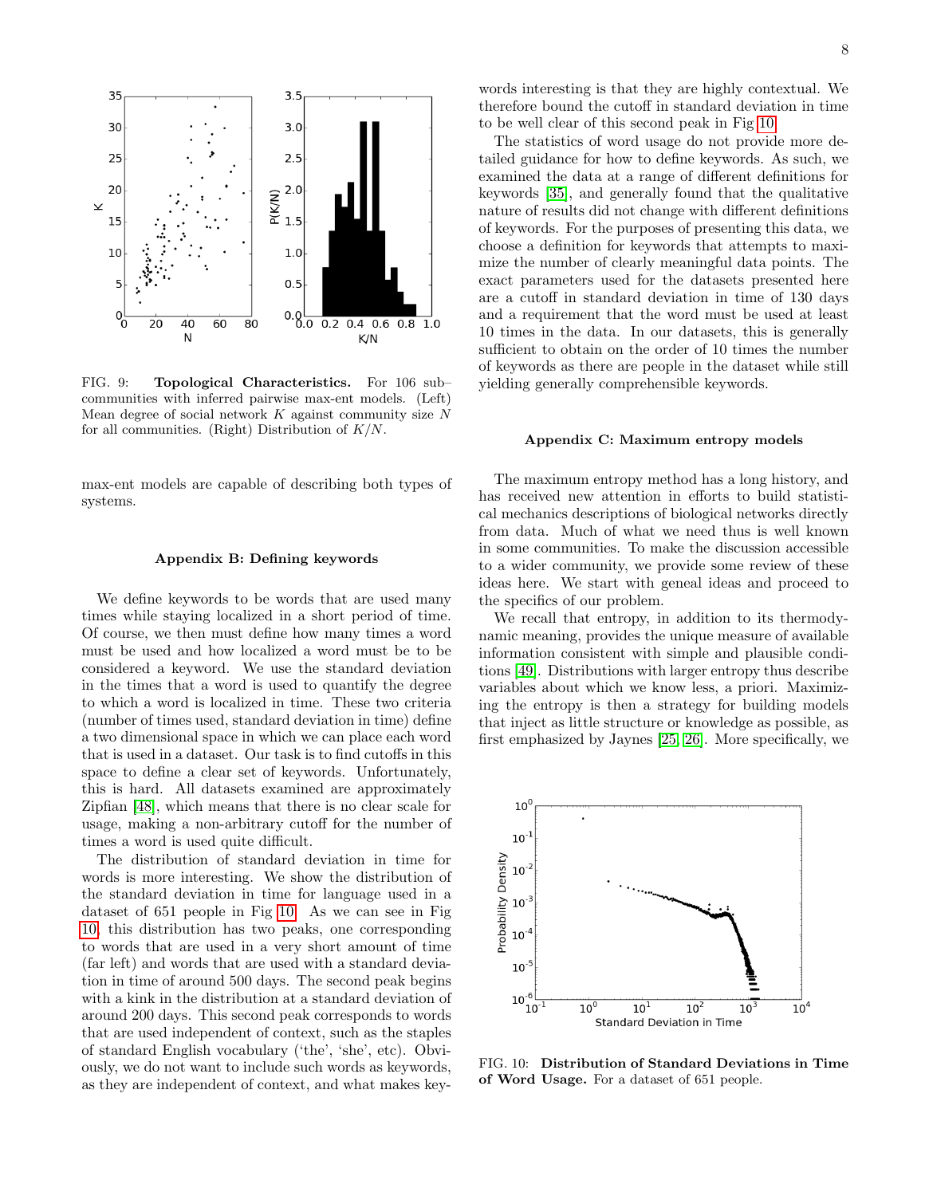FIG. 9: **Topological Characteristics.** For 106 sub–communities with inferred pairwise max-ent models. (Left) Mean degree of social network $K$ against community size $N$ for all communities. (Right) Distribution of $K/N$.

max-ent models are capable of describing both types of systems.

### Appendix B: Defining keywords

We define keywords to be words that are used many times while staying localized in a short period of time. Of course, we then must define how many times a word must be used and how localized a word must be to be considered a keyword. We use the standard deviation in the times that a word is used to quantify the degree to which a word is localized in time. These two criteria (number of times used, standard deviation in time) define a two dimensional space in which we can place each word that is used in a dataset. Our task is to find cutoffs in this space to define a clear set of keywords. Unfortunately, this is hard. All datasets examined are approximately Zipfian [48], which means that there is no clear scale for usage, making a non-arbitrary cutoff for the number of times a word is used quite difficult.

The distribution of standard deviation in time for words is more interesting. We show the distribution of the standard deviation in time for language used in a dataset of 651 people in Fig 10. As we can see in Fig 10, this distribution has two peaks, one corresponding to words that are used in a very short amount of time (far left) and words that are used with a standard deviation in time of around 500 days. The second peak begins with a kink in the distribution at a standard deviation of around 200 days. This second peak corresponds to words that are used independent of context, such as the staples of standard English vocabulary ('the', 'she', etc). Obviously, we do not want to include such words as keywords, as they are independent of context, and what makes keywords interesting is that they are highly contextual. We therefore bound the cutoff in standard deviation in time to be well clear of this second peak in Fig 10.

The statistics of word usage do not provide more detailed guidance for how to define keywords. As such, we examined the data at a range of different definitions for keywords [35], and generally found that the qualitative nature of results did not change with different definitions of keywords. For the purposes of presenting this data, we choose a definition for keywords that attempts to maximize the number of clearly meaningful data points. The exact parameters used for the datasets presented here are a cutoff in standard deviation in time of 130 days and a requirement that the word must be used at least 10 times in the data. In our datasets, this is generally sufficient to obtain on the order of 10 times the number of keywords as there are people in the dataset while still yielding generally comprehensible keywords.

### Appendix C: Maximum entropy models

The maximum entropy method has a long history, and has received new attention in efforts to build statistical mechanics descriptions of biological networks directly from data. Much of what we need thus is well known in some communities. To make the discussion accessible to a wider community, we provide some review of these ideas here. We start with geneal ideas and proceed to the specifics of our problem.

We recall that entropy, in addition to its thermodynamic meaning, provides the unique measure of available information consistent with simple and plausible conditions [49]. Distributions with larger entropy thus describe variables about which we know less, a priori. Maximizing the entropy is then a strategy for building models that inject as little structure or knowledge as possible, as first emphasized by Jaynes [25, 26]. More specifically, we

FIG. 10: **Distribution of Standard Deviations in Time of Word Usage.** For a dataset of 651 people.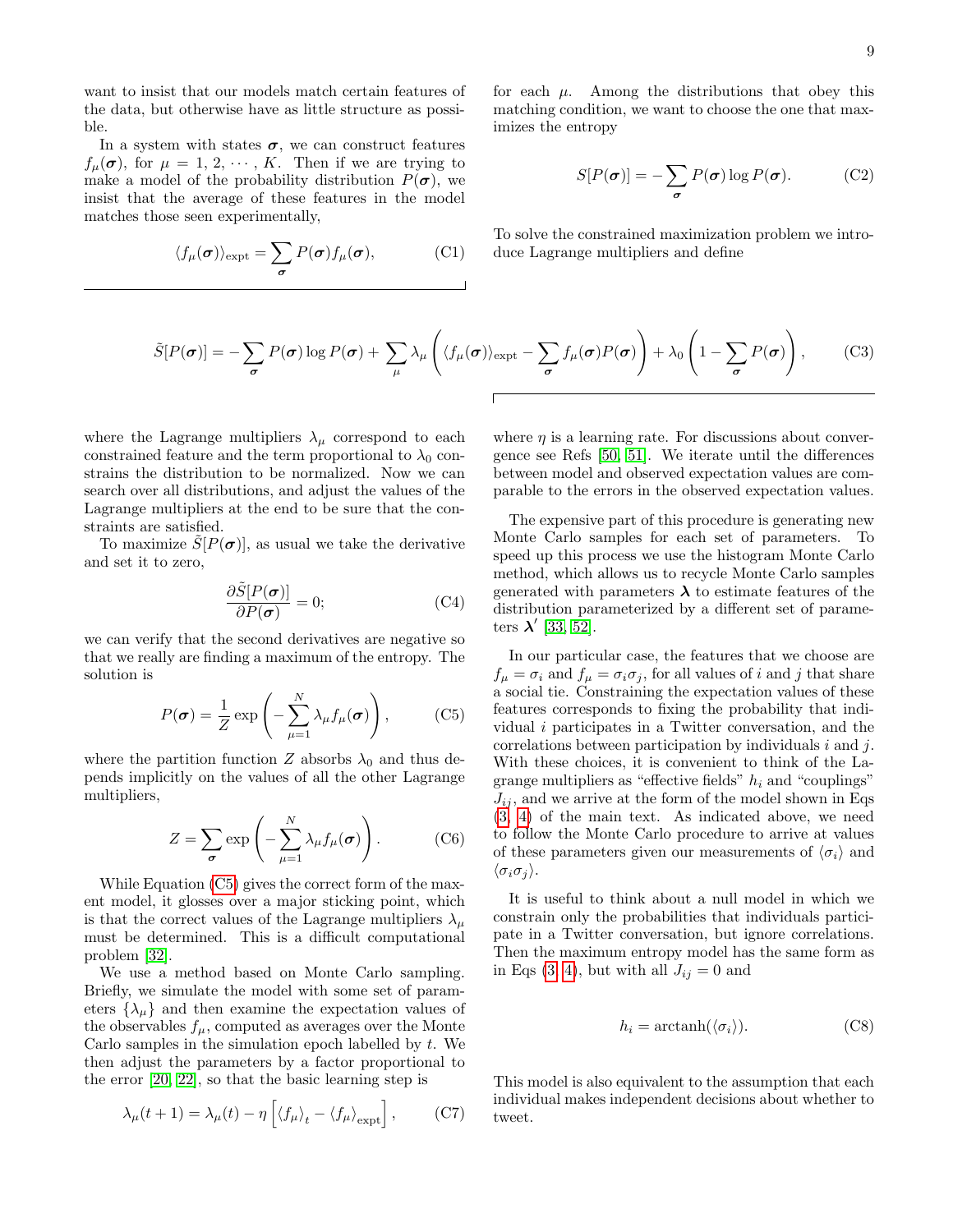want to insist that our models match certain features of the data, but otherwise have as little structure as possible.

In a system with states $\boldsymbol{\sigma}$, we can construct features $f_\mu(\boldsymbol{\sigma})$, for $\mu = 1, 2, \cdots, K$. Then if we are trying to make a model of the probability distribution $P(\boldsymbol{\sigma})$, we insist that the average of these features in the model matches those seen experimentally,

$$\langle f_\mu(\boldsymbol{\sigma})\rangle_{\text{expt}} = \sum_{\boldsymbol{\sigma}} P(\boldsymbol{\sigma}) f_\mu(\boldsymbol{\sigma}), \tag{C1}$$

for each $\mu$. Among the distributions that obey this matching condition, we want to choose the one that maximizes the entropy

$$S[P(\boldsymbol{\sigma})] = -\sum_{\boldsymbol{\sigma}} P(\boldsymbol{\sigma}) \log P(\boldsymbol{\sigma}). \tag{C2}$$

To solve the constrained maximization problem we introduce Lagrange multipliers and define

$$\tilde{S}[P(\boldsymbol{\sigma})] = -\sum_{\boldsymbol{\sigma}} P(\boldsymbol{\sigma}) \log P(\boldsymbol{\sigma}) + \sum_{\mu} \lambda_\mu \left( \langle f_\mu(\boldsymbol{\sigma})\rangle_{\text{expt}} - \sum_{\boldsymbol{\sigma}} f_\mu(\boldsymbol{\sigma}) P(\boldsymbol{\sigma}) \right) + \lambda_0 \left( 1 - \sum_{\boldsymbol{\sigma}} P(\boldsymbol{\sigma}) \right), \tag{C3}$$

where the Lagrange multipliers $\lambda_\mu$ correspond to each constrained feature and the term proportional to $\lambda_0$ constrains the distribution to be normalized. Now we can search over all distributions, and adjust the values of the Lagrange multipliers at the end to be sure that the constraints are satisfied.

To maximize $\tilde{S}[P(\boldsymbol{\sigma})]$, as usual we take the derivative and set it to zero,

$$\frac{\partial \tilde{S}[P(\boldsymbol{\sigma})]}{\partial P(\boldsymbol{\sigma})} = 0; \tag{C4}$$

we can verify that the second derivatives are negative so that we really are finding a maximum of the entropy. The solution is

$$P(\boldsymbol{\sigma}) = \frac{1}{Z} \exp\left( -\sum_{\mu=1}^{N} \lambda_\mu f_\mu(\boldsymbol{\sigma}) \right), \tag{C5}$$

where the partition function $Z$ absorbs $\lambda_0$ and thus depends implicitly on the values of all the other Lagrange multipliers,

$$Z = \sum_{\boldsymbol{\sigma}} \exp\left( -\sum_{\mu=1}^{N} \lambda_\mu f_\mu(\boldsymbol{\sigma}) \right). \tag{C6}$$

While Equation (C5) gives the correct form of the maxent model, it glosses over a major sticking point, which is that the correct values of the Lagrange multipliers $\lambda_\mu$ must be determined. This is a difficult computational problem [32].

We use a method based on Monte Carlo sampling. Briefly, we simulate the model with some set of parameters $\{\lambda_\mu\}$ and then examine the expectation values of the observables $f_\mu$, computed as averages over the Monte Carlo samples in the simulation epoch labelled by $t$. We then adjust the parameters by a factor proportional to the error [20, 22], so that the basic learning step is

$$\lambda_\mu(t+1) = \lambda_\mu(t) - \eta \left[ \langle f_\mu \rangle_t - \langle f_\mu \rangle_{\text{expt}} \right], \tag{C7}$$

where $\eta$ is a learning rate. For discussions about convergence see Refs [50, 51]. We iterate until the differences between model and observed expectation values are comparable to the errors in the observed expectation values.

The expensive part of this procedure is generating new Monte Carlo samples for each set of parameters. To speed up this process we use the histogram Monte Carlo method, which allows us to recycle Monte Carlo samples generated with parameters $\boldsymbol{\lambda}$ to estimate features of the distribution parameterized by a different set of parameters $\boldsymbol{\lambda}'$ [33, 52].

In our particular case, the features that we choose are $f_\mu = \sigma_i$ and $f_\mu = \sigma_i \sigma_j$, for all values of $i$ and $j$ that share a social tie. Constraining the expectation values of these features corresponds to fixing the probability that individual $i$ participates in a Twitter conversation, and the correlations between participation by individuals $i$ and $j$. With these choices, it is convenient to think of the Lagrange multipliers as "effective fields" $h_i$ and "couplings" $J_{ij}$, and we arrive at the form of the model shown in Eqs (3, 4) of the main text. As indicated above, we need to follow the Monte Carlo procedure to arrive at values of these parameters given our measurements of $\langle \sigma_i \rangle$ and $\langle \sigma_i \sigma_j \rangle$.

It is useful to think about a null model in which we constrain only the probabilities that individuals participate in a Twitter conversation, but ignore correlations. Then the maximum entropy model has the same form as in Eqs (3, 4), but with all $J_{ij} = 0$ and

$$h_i = \text{arctanh}(\langle \sigma_i \rangle). \tag{C8}$$

This model is also equivalent to the assumption that each individual makes independent decisions about whether to tweet.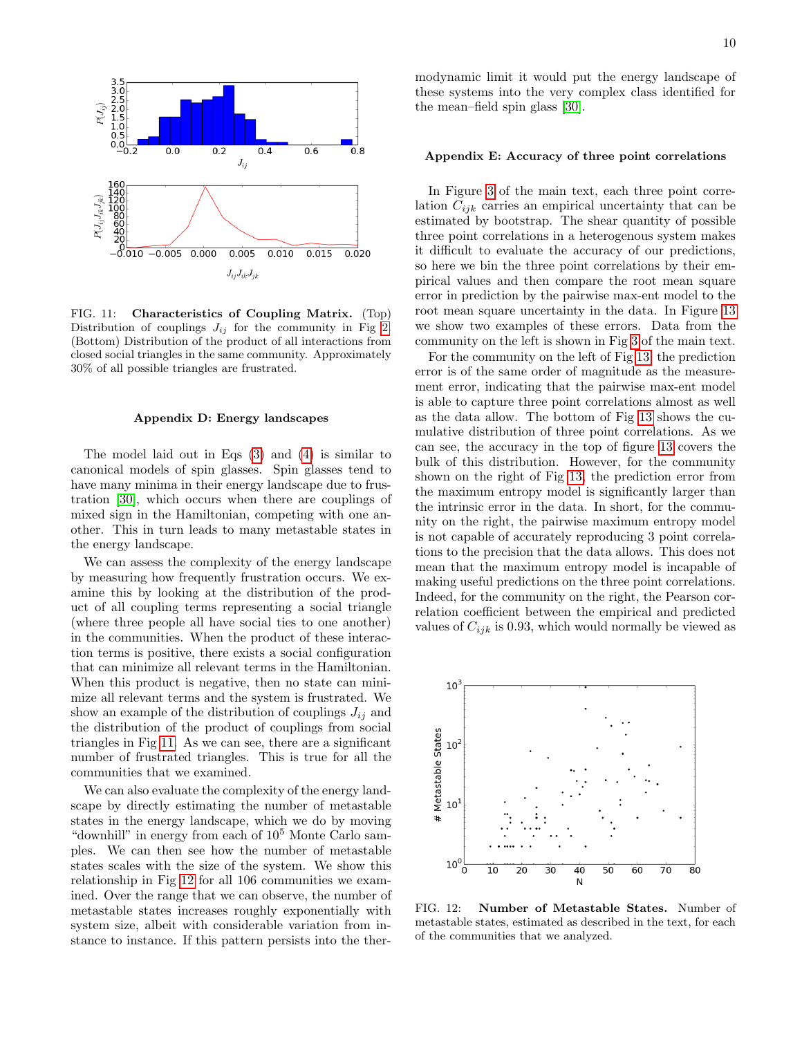FIG. 11: **Characteristics of Coupling Matrix.** (Top) Distribution of couplings $J_{ij}$ for the community in Fig 2 (Bottom) Distribution of the product of all interactions from closed social triangles in the same community. Approximately 30% of all possible triangles are frustrated.

### Appendix D: Energy landscapes

The model laid out in Eqs (3) and (4) is similar to canonical models of spin glasses. Spin glasses tend to have many minima in their energy landscape due to frustration [30], which occurs when there are couplings of mixed sign in the Hamiltonian, competing with one another. This in turn leads to many metastable states in the energy landscape.

We can assess the complexity of the energy landscape by measuring how frequently frustration occurs. We examine this by looking at the distribution of the product of all coupling terms representing a social triangle (where three people all have social ties to one another) in the communities. When the product of these interaction terms is positive, there exists a social configuration that can minimize all relevant terms in the Hamiltonian. When this product is negative, then no state can minimize all relevant terms and the system is frustrated. We show an example of the distribution of couplings $J_{ij}$ and the distribution of the product of couplings from social triangles in Fig 11. As we can see, there are a significant number of frustrated triangles. This is true for all the communities that we examined.

We can also evaluate the complexity of the energy landscape by directly estimating the number of metastable states in the energy landscape, which we do by moving "downhill" in energy from each of $10^5$ Monte Carlo samples. We can then see how the number of metastable states scales with the size of the system. We show this relationship in Fig 12 for all 106 communities we examined. Over the range that we can observe, the number of metastable states increases roughly exponentially with system size, albeit with considerable variation from instance to instance. If this pattern persists into the thermodynamic limit it would put the energy landscape of these systems into the very complex class identified for the mean–field spin glass [30].

### Appendix E: Accuracy of three point correlations

In Figure 3 of the main text, each three point correlation $C_{ijk}$ carries an empirical uncertainty that can be estimated by bootstrap. The shear quantity of possible three point correlations in a heterogenous system makes it difficult to evaluate the accuracy of our predictions, so here we bin the three point correlations by their empirical values and then compare the root mean square error in prediction by the pairwise max-ent model to the root mean square uncertainty in the data. In Figure 13 we show two examples of these errors. Data from the community on the left is shown in Fig 3 of the main text.

For the community on the left of Fig 13, the prediction error is of the same order of magnitude as the measurement error, indicating that the pairwise max-ent model is able to capture three point correlations almost as well as the data allow. The bottom of Fig 13 shows the cumulative distribution of three point correlations. As we can see, the accuracy in the top of figure 13 covers the bulk of this distribution. However, for the community shown on the right of Fig 13, the prediction error from the maximum entropy model is significantly larger than the intrinsic error in the data. In short, for the community on the right, the pairwise maximum entropy model is not capable of accurately reproducing 3 point correlations to the precision that the data allows. This does not mean that the maximum entropy model is incapable of making useful predictions on the three point correlations. Indeed, for the community on the right, the Pearson correlation coefficient between the empirical and predicted values of $C_{ijk}$ is 0.93, which would normally be viewed as

FIG. 12: **Number of Metastable States.** Number of metastable states, estimated as described in the text, for each of the communities that we analyzed.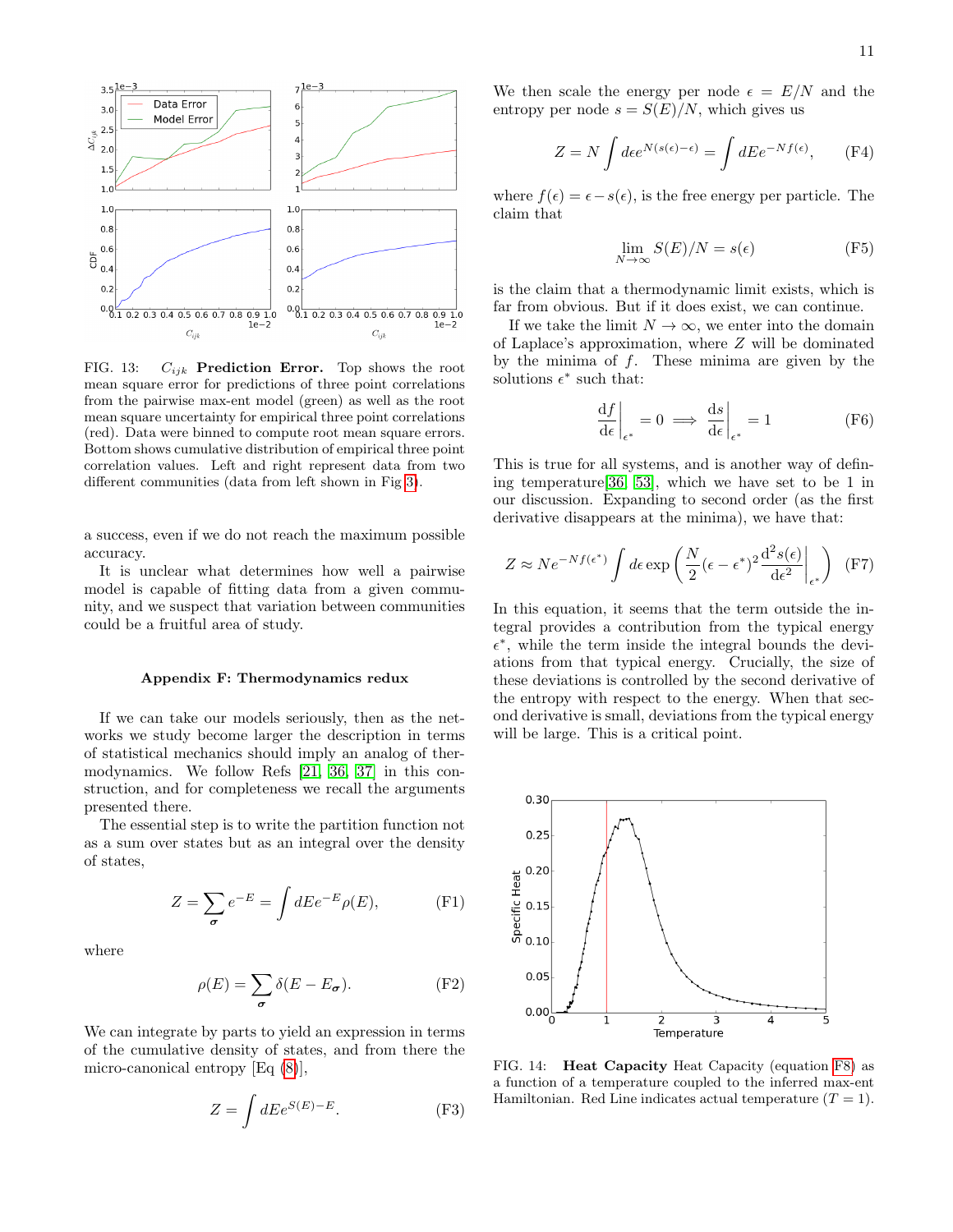FIG. 13: $C_{ijk}$ **Prediction Error.** Top shows the root mean square error for predictions of three point correlations from the pairwise max-ent model (green) as well as the root mean square uncertainty for empirical three point correlations (red). Data were binned to compute root mean square errors. Bottom shows cumulative distribution of empirical three point correlation values. Left and right represent data from two different communities (data from left shown in Fig 3).

a success, even if we do not reach the maximum possible accuracy.

It is unclear what determines how well a pairwise model is capable of fitting data from a given community, and we suspect that variation between communities could be a fruitful area of study.

### Appendix F: Thermodynamics redux

If we can take our models seriously, then as the networks we study become larger the description in terms of statistical mechanics should imply an analog of thermodynamics. We follow Refs [21, 36, 37] in this construction, and for completeness we recall the arguments presented there.

The essential step is to write the partition function not as a sum over states but as an integral over the density of states,

$$Z = \sum_{\boldsymbol{\sigma}} e^{-E} = \int dE e^{-E} \rho(E), \tag{F1}$$

where

$$\rho(E) = \sum_{\boldsymbol{\sigma}} \delta(E - E_{\boldsymbol{\sigma}}). \tag{F2}$$

We can integrate by parts to yield an expression in terms of the cumulative density of states, and from there the micro-canonical entropy [Eq (8)],

$$Z = \int dE e^{S(E) - E}. \tag{F3}$$

We then scale the energy per node $\epsilon = E/N$ and the entropy per node $s = S(E)/N$, which gives us

$$Z = N \int d\epsilon e^{N(s(\epsilon) - \epsilon)} = \int dE e^{-N f(\epsilon)}, \tag{F4}$$

where $f(\epsilon) = \epsilon - s(\epsilon)$, is the free energy per particle. The claim that

$$\lim_{N \to \infty} S(E)/N = s(\epsilon) \tag{F5}$$

is the claim that a thermodynamic limit exists, which is far from obvious. But if it does exist, we can continue.

If we take the limit $N \to \infty$, we enter into the domain of Laplace's approximation, where $Z$ will be dominated by the minima of $f$. These minima are given by the solutions $\epsilon^*$ such that:

$$\left.\frac{\mathrm{d}f}{\mathrm{d}\epsilon}\right|_{\epsilon^*} = 0 \implies \left.\frac{\mathrm{d}s}{\mathrm{d}\epsilon}\right|_{\epsilon^*} = 1 \tag{F6}$$

This is true for all systems, and is another way of defining temperature[36, 53], which we have set to be 1 in our discussion. Expanding to second order (as the first derivative disappears at the minima), we have that:

$$Z \approx N e^{-N f(\epsilon^*)} \int d\epsilon \exp\left( \frac{N}{2} (\epsilon - \epsilon^*)^2 \left.\frac{\mathrm{d}^2 s(\epsilon)}{\mathrm{d}\epsilon^2}\right|_{\epsilon^*} \right) \tag{F7}$$

In this equation, it seems that the term outside the integral provides a contribution from the typical energy $\epsilon^*$, while the term inside the integral bounds the deviations from that typical energy. Crucially, the size of these deviations is controlled by the second derivative of the entropy with respect to the energy. When that second derivative is small, deviations from the typical energy will be large. This is a critical point.

FIG. 14: **Heat Capacity** Heat Capacity (equation F8) as a function of a temperature coupled to the inferred max-ent Hamiltonian. Red Line indicates actual temperature ($T = 1$).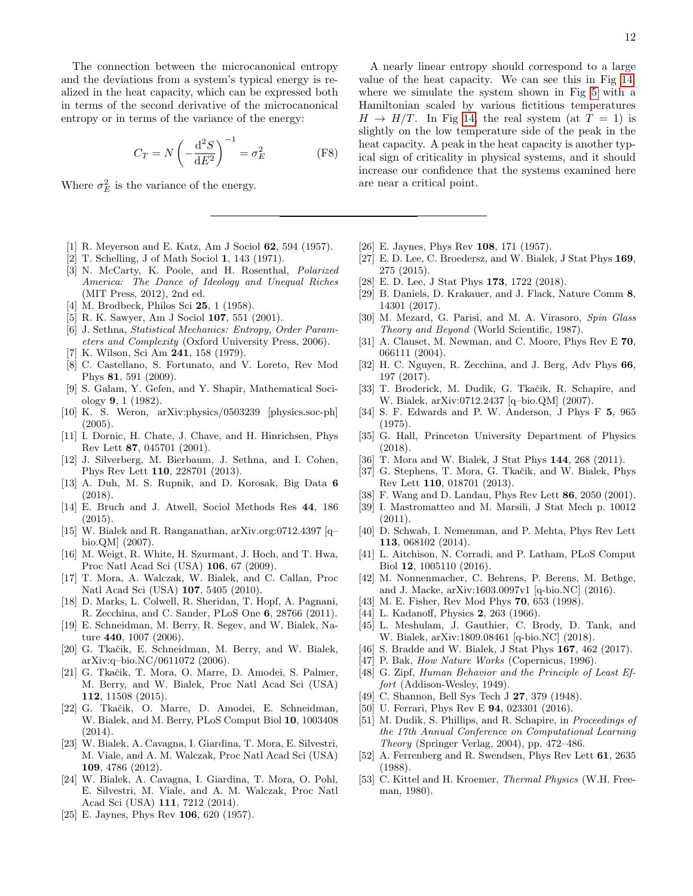The connection between the microcanonical entropy and the deviations from a system's typical energy is realized in the heat capacity, which can be expressed both in terms of the second derivative of the microcanonical entropy or in terms of the variance of the energy:

$$C_T = N\left(-\frac{\mathrm{d}^2 S}{\mathrm{d}E^2}\right)^{-1} = \sigma_E^2 \tag{F8}$$

Where $\sigma_E^2$ is the variance of the energy.

A nearly linear entropy should correspond to a large value of the heat capacity. We can see this in Fig 14, where we simulate the system shown in Fig 5 with a Hamiltonian scaled by various fictitious temperatures $H \rightarrow H/T$. In Fig 14, the real system (at $T = 1$) is slightly on the low temperature side of the peak in the heat capacity. A peak in the heat capacity is another typical sign of criticality in physical systems, and it should increase our confidence that the systems examined here are near a critical point.

---

[1] R. Meyerson and E. Katz, Am J Sociol **62**, 594 (1957).
[2] T. Schelling, J of Math Sociol **1**, 143 (1971).
[3] N. McCarty, K. Poole, and H. Rosenthal, *Polarized America: The Dance of Ideology and Unequal Riches* (MIT Press, 2012), 2nd ed.
[4] M. Brodbeck, Philos Sci **25**, 1 (1958).
[5] R. K. Sawyer, Am J Sociol **107**, 551 (2001).
[6] J. Sethna, *Statistical Mechanics: Entropy, Order Parameters and Complexity* (Oxford University Press, 2006).
[7] K. Wilson, Sci Am **241**, 158 (1979).
[8] C. Castellano, S. Fortunato, and V. Loreto, Rev Mod Phys **81**, 591 (2009).
[9] S. Galam, Y. Gefen, and Y. Shapir, Mathematical Sociology **9**, 1 (1982).
[10] K. S. Weron, arXiv:physics/0503239 [physics.soc-ph] (2005).
[11] I. Dornic, H. Chate, J. Chave, and H. Hinrichsen, Phys Rev Lett **87**, 045701 (2001).
[12] J. Silverberg, M. Bierbaum, J. Sethna, and I. Cohen, Phys Rev Lett **110**, 228701 (2013).
[13] A. Duh, M. S. Rupnik, and D. Korosak, Big Data **6** (2018).
[14] E. Bruch and J. Atwell, Sociol Methods Res **44**, 186 (2015).
[15] W. Bialek and R. Ranganathan, arXiv.org:0712.4397 [q–bio.QM] (2007).
[16] M. Weigt, R. White, H. Szurmant, J. Hoch, and T. Hwa, Proc Natl Acad Sci (USA) **106**, 67 (2009).
[17] T. Mora, A. Walczak, W. Bialek, and C. Callan, Proc Natl Acad Sci (USA) **107**, 5405 (2010).
[18] D. Marks, L. Colwell, R. Sheridan, T. Hopf, A. Pagnani, R. Zecchina, and C. Sander, PLoS One **6**, 28766 (2011).
[19] E. Schneidman, M. Berry, R. Segev, and W. Bialek, Nature **440**, 1007 (2006).
[20] G. Tkačik, E. Schneidman, M. Berry, and W. Bialek, arXiv:q–bio.NC/0611072 (2006).
[21] G. Tkačik, T. Mora, O. Marre, D. Amodei, S. Palmer, M. Berry, and W. Bialek, Proc Natl Acad Sci (USA) **112**, 11508 (2015).
[22] G. Tkačik, O. Marre, D. Amodei, E. Schneidman, W. Bialek, and M. Berry, PLoS Comput Biol **10**, 1003408 (2014).
[23] W. Bialek, A. Cavagna, I. Giardina, T. Mora, E. Silvestri, M. Viale, and A. M. Walczak, Proc Natl Acad Sci (USA) **109**, 4786 (2012).
[24] W. Bialek, A. Cavagna, I. Giardina, T. Mora, O. Pohl, E. Silvestri, M. Viale, and A. M. Walczak, Proc Natl Acad Sci (USA) **111**, 7212 (2014).
[25] E. Jaynes, Phys Rev **106**, 620 (1957).
[26] E. Jaynes, Phys Rev **108**, 171 (1957).
[27] E. D. Lee, C. Broedersz, and W. Bialek, J Stat Phys **169**, 275 (2015).
[28] E. D. Lee, J Stat Phys **173**, 1722 (2018).
[29] B. Daniels, D. Krakauer, and J. Flack, Nature Comm **8**, 14301 (2017).
[30] M. Mezard, G. Parisi, and M. A. Virasoro, *Spin Glass Theory and Beyond* (World Scientific, 1987).
[31] A. Clauset, M. Newman, and C. Moore, Phys Rev E **70**, 066111 (2004).
[32] H. C. Nguyen, R. Zecchina, and J. Berg, Adv Phys **66**, 197 (2017).
[33] T. Broderick, M. Dudik, G. Tkačik, R. Schapire, and W. Bialek, arXiv:0712.2437 [q–bio.QM] (2007).
[34] S. F. Edwards and P. W. Anderson, J Phys F **5**, 965 (1975).
[35] G. Hall, Princeton University Department of Physics (2018).
[36] T. Mora and W. Bialek, J Stat Phys **144**, 268 (2011).
[37] G. Stephens, T. Mora, G. Tkačik, and W. Bialek, Phys Rev Lett **110**, 018701 (2013).
[38] F. Wang and D. Landau, Phys Rev Lett **86**, 2050 (2001).
[39] I. Mastromatteo and M. Marsili, J Stat Mech p. 10012 (2011).
[40] D. Schwab, I. Nemenman, and P. Mehta, Phys Rev Lett **113**, 068102 (2014).
[41] L. Aitchison, N. Corradi, and P. Latham, PLoS Comput Biol **12**, 1005110 (2016).
[42] M. Nonnenmacher, C. Behrens, P. Berens, M. Bethge, and J. Macke, arXiv:1603.0097v1 [q-bio.NC] (2016).
[43] M. E. Fisher, Rev Mod Phys **70**, 653 (1998).
[44] L. Kadanoff, Physics **2**, 263 (1966).
[45] L. Meshulam, J. Gauthier, C. Brody, D. Tank, and W. Bialek, arXiv:1809.08461 [q-bio.NC] (2018).
[46] S. Bradde and W. Bialek, J Stat Phys **167**, 462 (2017).
[47] P. Bak, *How Nature Works* (Copernicus, 1996).
[48] G. Zipf, *Human Behavior and the Principle of Least Effort* (Addison-Wesley, 1949).
[49] C. Shannon, Bell Sys Tech J **27**, 379 (1948).
[50] U. Ferrari, Phys Rev E **94**, 023301 (2016).
[51] M. Dudik, S. Phillips, and R. Schapire, in *Proceedings of the 17th Annual Conference on Computational Learning Theory* (Springer Verlag, 2004), pp. 472–486.
[52] A. Ferrenberg and R. Swendsen, Phys Rev Lett **61**, 2635 (1988).
[53] C. Kittel and H. Kroemer, *Thermal Physics* (W.H. Freeman, 1980).